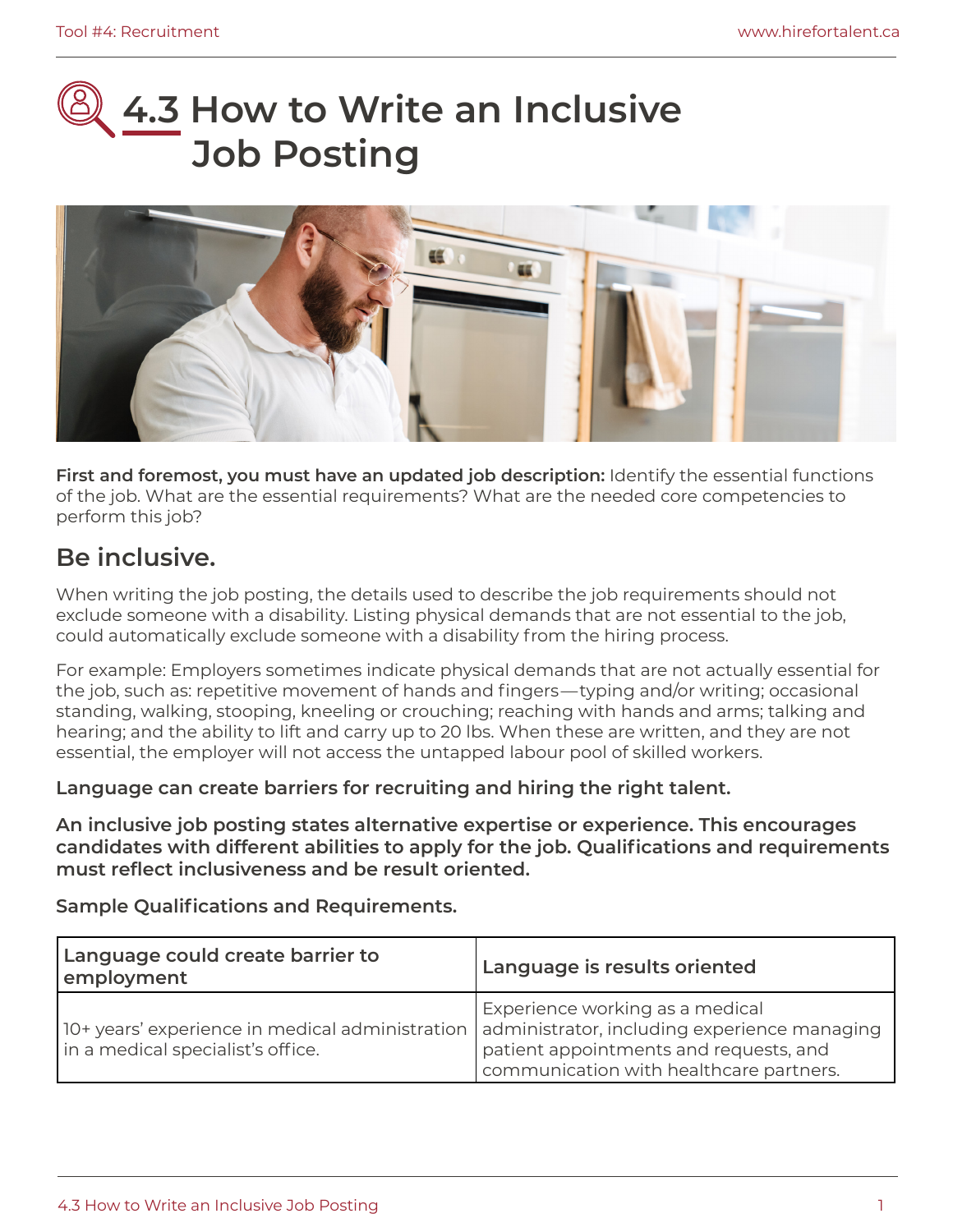# 4.3 How to Write an Inclusive Job Posting

**First and foremost, you must have an updated job description:** Identify the essential functions of the job. What are the essential requirements? What are the needed core competencies to perform this job?

## Be inclusive.

When writing the job posting, the details used to describe the job requirements should not exclude someone with a disability. Listing physical demands that are not essential to the job, could automatically exclude someone with a disability from the hiring process.

For example: Employers sometimes indicate physical demands that are not actually essential for the job, such as: repetitive movement of hands and fingers—typing and/or writing; occasional standing, walking, stooping, kneeling or crouching; reaching with hands and arms; talking and hearing; and the ability to lift and carry up to 20 lbs. When these are written, and they are not essential, the employer will not access the untapped labour pool of skilled workers.

**Language can create barriers for recruiting and hiring the right talent.**

**An inclusive job posting states alternative expertise or experience. This encourages candidates with different abilities to apply for the job. Qualifications and requirements must reflect inclusiveness and be result oriented.**

**Sample Qualifications and Requirements.**

| Language could create barrier to employment | Language is results oriented |
|---|---|
| 10+ years' experience in medical administration in a medical specialist's office. | Experience working as a medical administrator, including experience managing patient appointments and requests, and communication with healthcare partners. |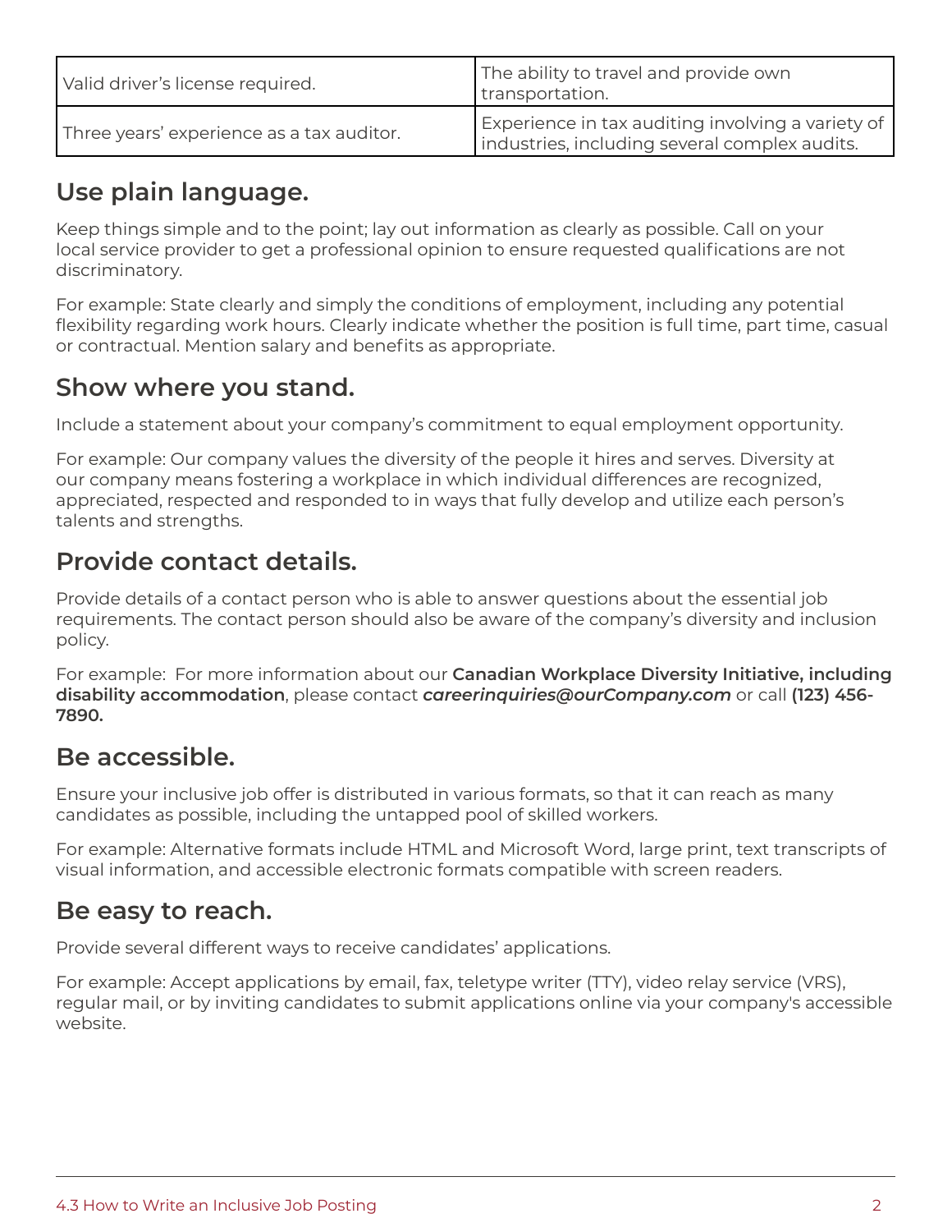| | |
|---|---|
| Valid driver's license required. | The ability to travel and provide own transportation. |
| Three years' experience as a tax auditor. | Experience in tax auditing involving a variety of industries, including several complex audits. |

## Use plain language.

Keep things simple and to the point; lay out information as clearly as possible. Call on your local service provider to get a professional opinion to ensure requested qualifications are not discriminatory.

For example: State clearly and simply the conditions of employment, including any potential flexibility regarding work hours. Clearly indicate whether the position is full time, part time, casual or contractual. Mention salary and benefits as appropriate.

## Show where you stand.

Include a statement about your company's commitment to equal employment opportunity.

For example: Our company values the diversity of the people it hires and serves. Diversity at our company means fostering a workplace in which individual differences are recognized, appreciated, respected and responded to in ways that fully develop and utilize each person's talents and strengths.

## Provide contact details.

Provide details of a contact person who is able to answer questions about the essential job requirements. The contact person should also be aware of the company's diversity and inclusion policy.

For example: For more information about our **Canadian Workplace Diversity Initiative, including disability accommodation**, please contact ***careerinquiries@ourCompany.com*** or call **(123) 456-7890.**

## Be accessible.

Ensure your inclusive job offer is distributed in various formats, so that it can reach as many candidates as possible, including the untapped pool of skilled workers.

For example: Alternative formats include HTML and Microsoft Word, large print, text transcripts of visual information, and accessible electronic formats compatible with screen readers.

## Be easy to reach.

Provide several different ways to receive candidates' applications.

For example: Accept applications by email, fax, teletype writer (TTY), video relay service (VRS), regular mail, or by inviting candidates to submit applications online via your company's accessible website.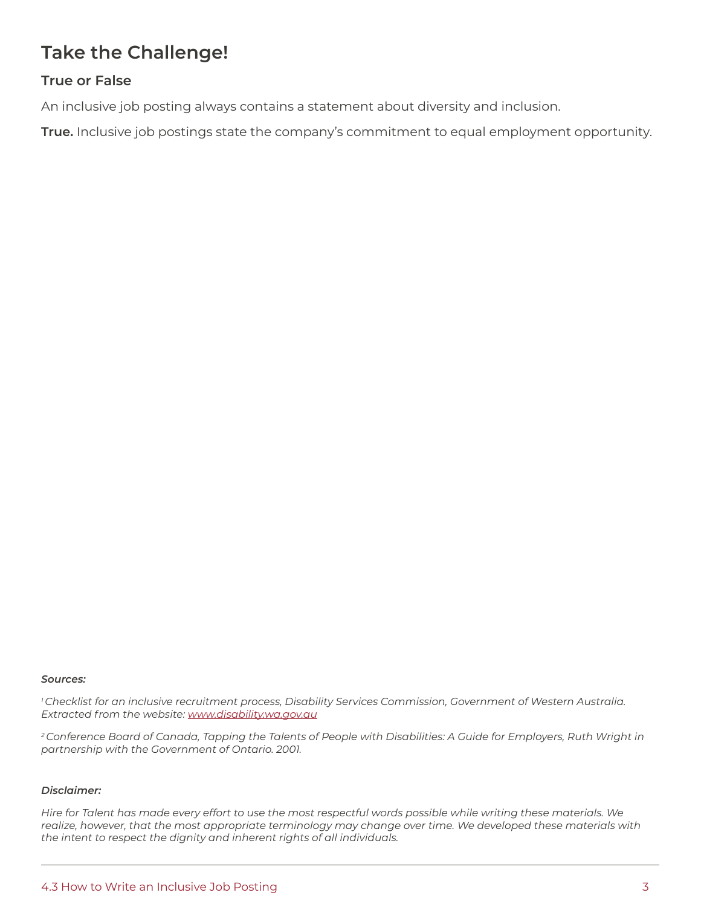## Take the Challenge!

### True or False

An inclusive job posting always contains a statement about diversity and inclusion.

**True.** Inclusive job postings state the company's commitment to equal employment opportunity.

***Sources:***

*[1] Checklist for an inclusive recruitment process, Disability Services Commission, Government of Western Australia. Extracted from the website: [www.disability.wa.gov.au](http://www.disability.wa.gov.au)*

*[2] Conference Board of Canada, Tapping the Talents of People with Disabilities: A Guide for Employers, Ruth Wright in partnership with the Government of Ontario. 2001.*

***Disclaimer:***

*Hire for Talent has made every effort to use the most respectful words possible while writing these materials. We realize, however, that the most appropriate terminology may change over time. We developed these materials with the intent to respect the dignity and inherent rights of all individuals.*